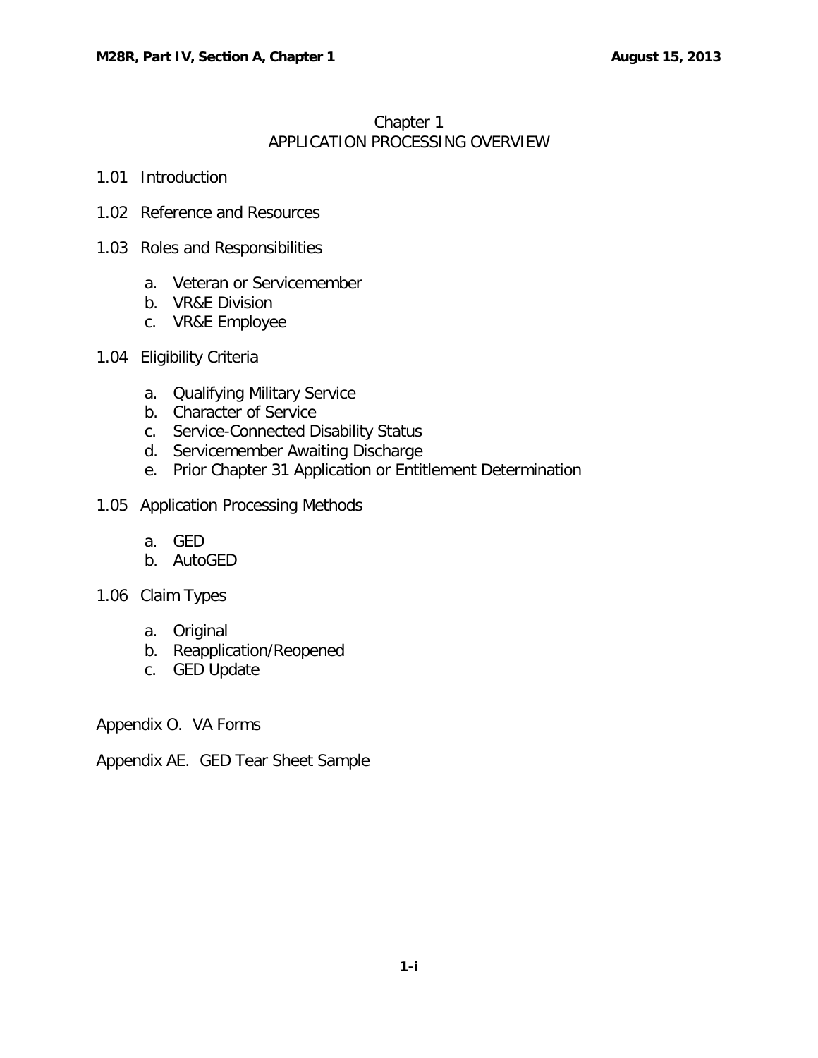# Chapter 1
# APPLICATION PROCESSING OVERVIEW

1.01 Introduction

1.02 Reference and Resources

1.03 Roles and Responsibilities

- a. Veteran or Servicemember
- b. VR&E Division
- c. VR&E Employee

1.04 Eligibility Criteria

- a. Qualifying Military Service
- b. Character of Service
- c. Service-Connected Disability Status
- d. Servicemember Awaiting Discharge
- e. Prior Chapter 31 Application or Entitlement Determination

1.05 Application Processing Methods

- a. GED
- b. AutoGED

1.06 Claim Types

- a. Original
- b. Reapplication/Reopened
- c. GED Update

Appendix O. VA Forms

Appendix AE. GED Tear Sheet Sample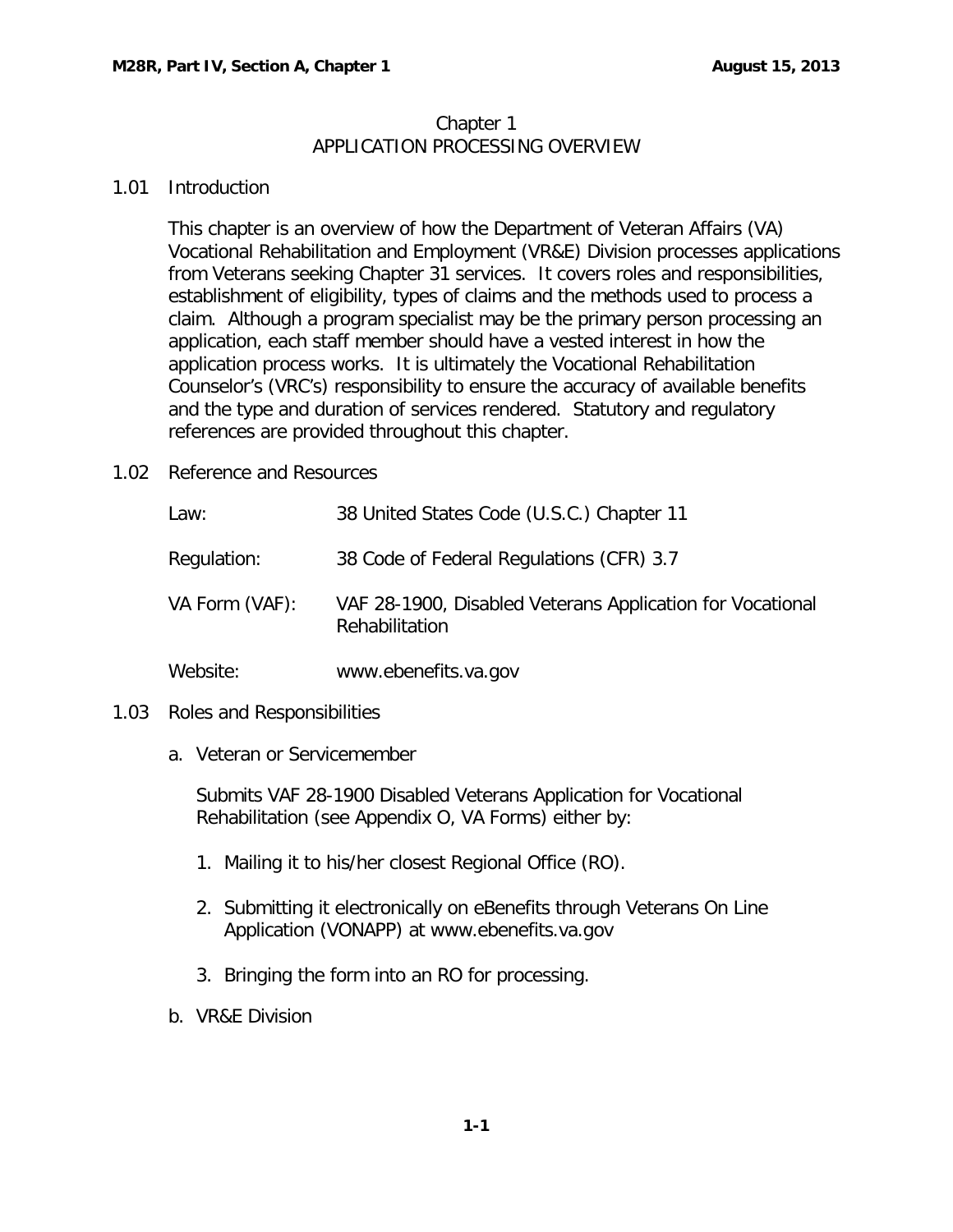Chapter 1
APPLICATION PROCESSING OVERVIEW

## 1.01 Introduction

This chapter is an overview of how the Department of Veteran Affairs (VA) Vocational Rehabilitation and Employment (VR&E) Division processes applications from Veterans seeking Chapter 31 services. It covers roles and responsibilities, establishment of eligibility, types of claims and the methods used to process a claim. Although a program specialist may be the primary person processing an application, each staff member should have a vested interest in how the application process works. It is ultimately the Vocational Rehabilitation Counselor's (VRC's) responsibility to ensure the accuracy of available benefits and the type and duration of services rendered. Statutory and regulatory references are provided throughout this chapter.

## 1.02 Reference and Resources

| | |
|---|---|
| Law: | 38 United States Code (U.S.C.) Chapter 11 |
| Regulation: | 38 Code of Federal Regulations (CFR) 3.7 |
| VA Form (VAF): | VAF 28-1900, Disabled Veterans Application for Vocational Rehabilitation |
| Website: | www.ebenefits.va.gov |

## 1.03 Roles and Responsibilities

a. Veteran or Servicemember

Submits VAF 28-1900 Disabled Veterans Application for Vocational Rehabilitation (see Appendix O, VA Forms) either by:

1. Mailing it to his/her closest Regional Office (RO).
2. Submitting it electronically on eBenefits through Veterans On Line Application (VONAPP) at www.ebenefits.va.gov
3. Bringing the form into an RO for processing.

b. VR&E Division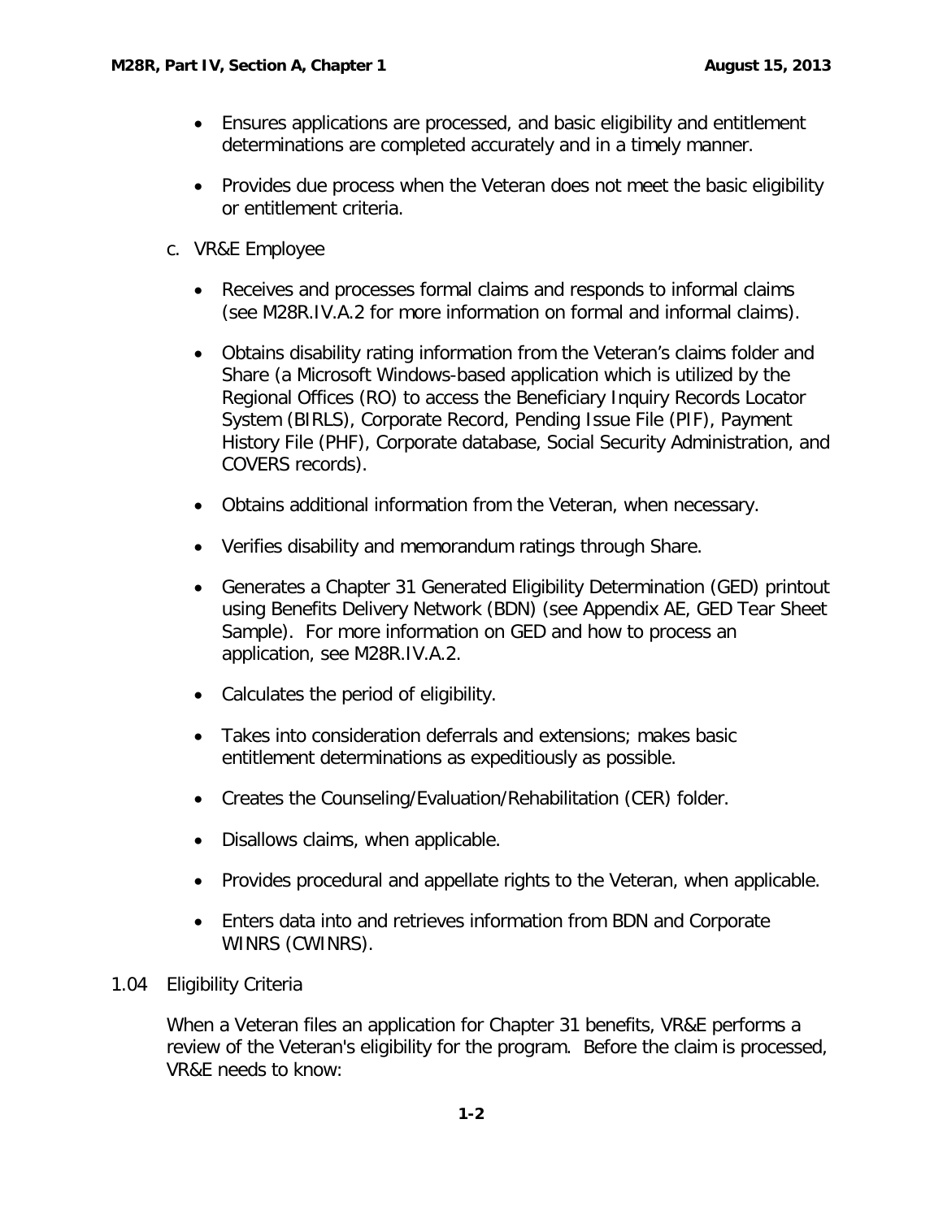- Ensures applications are processed, and basic eligibility and entitlement determinations are completed accurately and in a timely manner.

- Provides due process when the Veteran does not meet the basic eligibility or entitlement criteria.

c. VR&E Employee

- Receives and processes formal claims and responds to informal claims (see M28R.IV.A.2 for more information on formal and informal claims).

- Obtains disability rating information from the Veteran's claims folder and Share (a Microsoft Windows-based application which is utilized by the Regional Offices (RO) to access the Beneficiary Inquiry Records Locator System (BIRLS), Corporate Record, Pending Issue File (PIF), Payment History File (PHF), Corporate database, Social Security Administration, and COVERS records).

- Obtains additional information from the Veteran, when necessary.

- Verifies disability and memorandum ratings through Share.

- Generates a Chapter 31 Generated Eligibility Determination (GED) printout using Benefits Delivery Network (BDN) (see Appendix AE, GED Tear Sheet Sample). For more information on GED and how to process an application, see M28R.IV.A.2.

- Calculates the period of eligibility.

- Takes into consideration deferrals and extensions; makes basic entitlement determinations as expeditiously as possible.

- Creates the Counseling/Evaluation/Rehabilitation (CER) folder.

- Disallows claims, when applicable.

- Provides procedural and appellate rights to the Veteran, when applicable.

- Enters data into and retrieves information from BDN and Corporate WINRS (CWINRS).

## 1.04 Eligibility Criteria

When a Veteran files an application for Chapter 31 benefits, VR&E performs a review of the Veteran's eligibility for the program. Before the claim is processed, VR&E needs to know: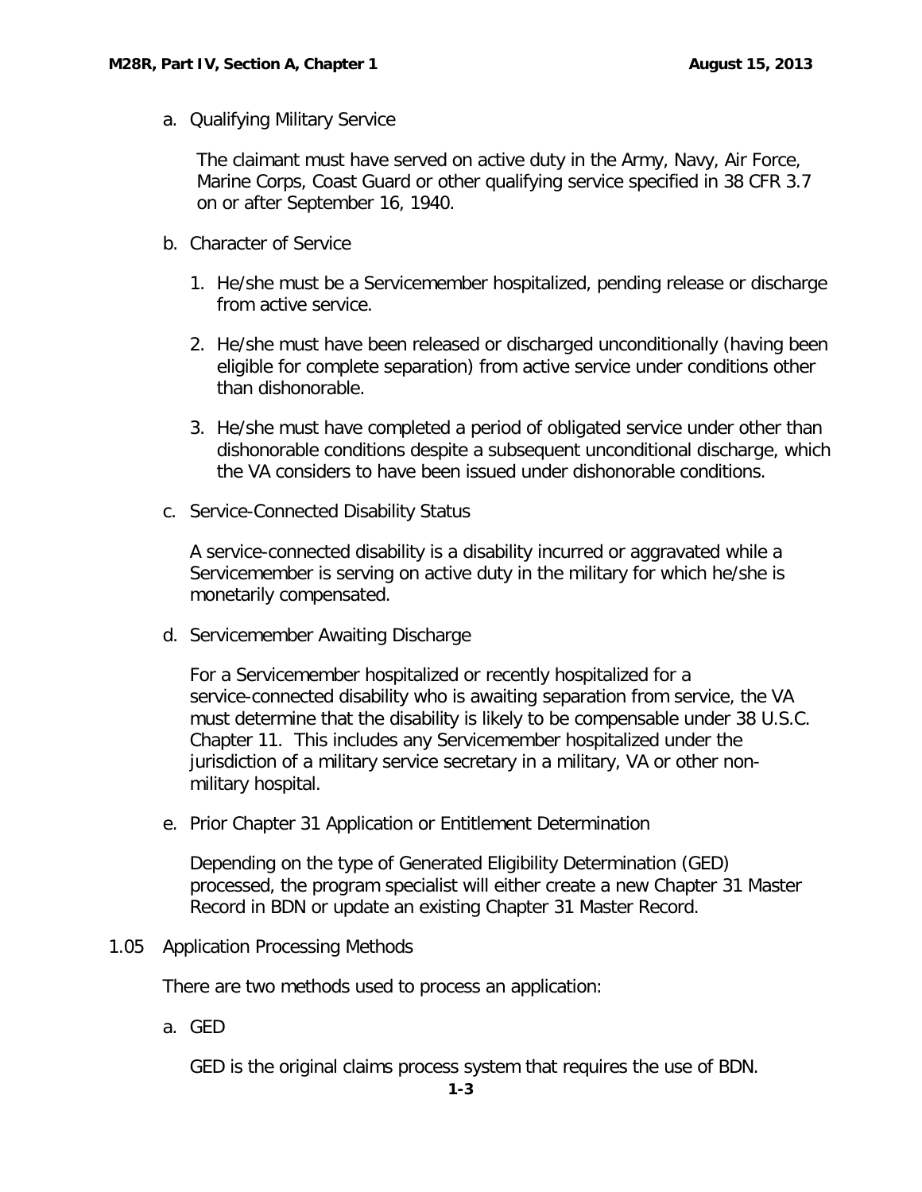a. Qualifying Military Service

The claimant must have served on active duty in the Army, Navy, Air Force, Marine Corps, Coast Guard or other qualifying service specified in 38 CFR 3.7 on or after September 16, 1940.

b. Character of Service

1. He/she must be a Servicemember hospitalized, pending release or discharge from active service.
2. He/she must have been released or discharged unconditionally (having been eligible for complete separation) from active service under conditions other than dishonorable.
3. He/she must have completed a period of obligated service under other than dishonorable conditions despite a subsequent unconditional discharge, which the VA considers to have been issued under dishonorable conditions.

c. Service-Connected Disability Status

A service-connected disability is a disability incurred or aggravated while a Servicemember is serving on active duty in the military for which he/she is monetarily compensated.

d. Servicemember Awaiting Discharge

For a Servicemember hospitalized or recently hospitalized for a service-connected disability who is awaiting separation from service, the VA must determine that the disability is likely to be compensable under 38 U.S.C. Chapter 11. This includes any Servicemember hospitalized under the jurisdiction of a military service secretary in a military, VA or other non-military hospital.

e. Prior Chapter 31 Application or Entitlement Determination

Depending on the type of Generated Eligibility Determination (GED) processed, the program specialist will either create a new Chapter 31 Master Record in BDN or update an existing Chapter 31 Master Record.

## 1.05 Application Processing Methods

There are two methods used to process an application:

a. GED

GED is the original claims process system that requires the use of BDN.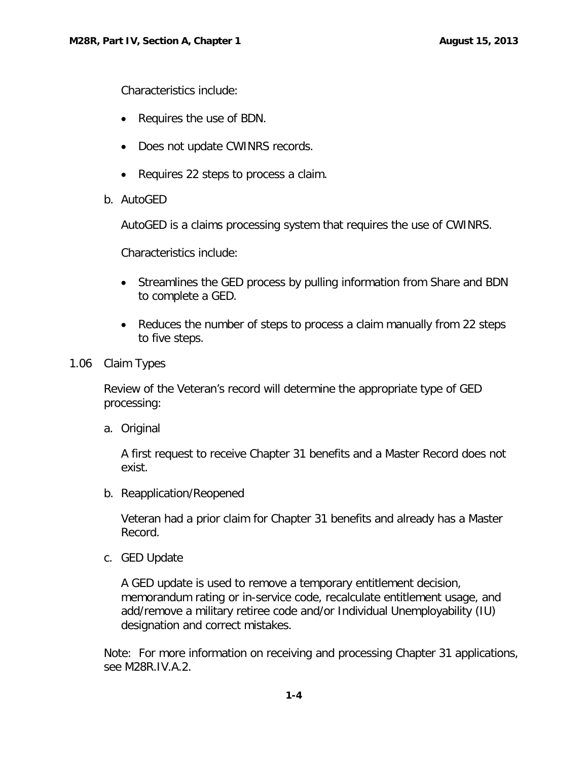Characteristics include:

- Requires the use of BDN.
- Does not update CWINRS records.
- Requires 22 steps to process a claim.

b. AutoGED

AutoGED is a claims processing system that requires the use of CWINRS.

Characteristics include:

- Streamlines the GED process by pulling information from Share and BDN to complete a GED.
- Reduces the number of steps to process a claim manually from 22 steps to five steps.

1.06 Claim Types

Review of the Veteran's record will determine the appropriate type of GED processing:

a. Original

A first request to receive Chapter 31 benefits and a Master Record does not exist.

b. Reapplication/Reopened

Veteran had a prior claim for Chapter 31 benefits and already has a Master Record.

c. GED Update

A GED update is used to remove a temporary entitlement decision, memorandum rating or in-service code, recalculate entitlement usage, and add/remove a military retiree code and/or Individual Unemployability (IU) designation and correct mistakes.

Note: For more information on receiving and processing Chapter 31 applications, see M28R.IV.A.2.